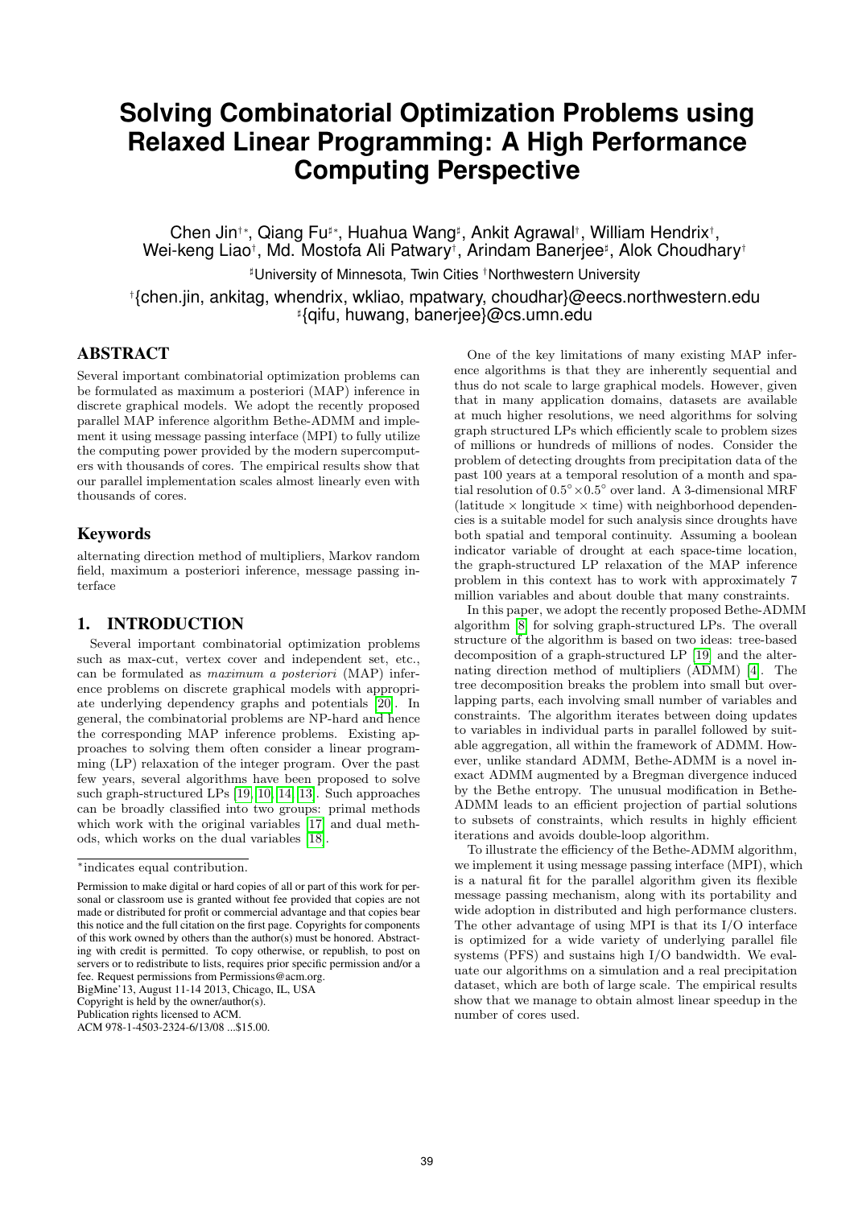# Solving Combinatorial Optimization Problems using Relaxed Linear Programming: A High Performance Computing Perspective

Chen Jin[†*], Qiang Fu[♯*], Huahua Wang[♯], Ankit Agrawal[†], William Hendrix[†], Wei-keng Liao[†], Md. Mostofa Ali Patwary[†], Arindam Banerjee[♯], Alok Choudhary[†]

[♯]University of Minnesota, Twin Cities [†]Northwestern University

[†]{chen.jin, ankitag, whendrix, wkliao, mpatwary, choudhar}@eecs.northwestern.edu
[♯]{qifu, huwang, banerjee}@cs.umn.edu

## ABSTRACT

Several important combinatorial optimization problems can be formulated as maximum a posteriori (MAP) inference in discrete graphical models. We adopt the recently proposed parallel MAP inference algorithm Bethe-ADMM and implement it using message passing interface (MPI) to fully utilize the computing power provided by the modern supercomputers with thousands of cores. The empirical results show that our parallel implementation scales almost linearly even with thousands of cores.

## Keywords

alternating direction method of multipliers, Markov random field, maximum a posteriori inference, message passing interface

## 1. INTRODUCTION

Several important combinatorial optimization problems such as max-cut, vertex cover and independent set, etc., can be formulated as *maximum a posteriori* (MAP) inference problems on discrete graphical models with appropriate underlying dependency graphs and potentials [20]. In general, the combinatorial problems are NP-hard and hence the corresponding MAP inference problems. Existing approaches to solving them often consider a linear programming (LP) relaxation of the integer program. Over the past few years, several algorithms have been proposed to solve such graph-structured LPs [19, 10, 14, 13]. Such approaches can be broadly classified into two groups: primal methods which work with the original variables [17] and dual methods, which works on the dual variables [18].

One of the key limitations of many existing MAP inference algorithms is that they are inherently sequential and thus do not scale to large graphical models. However, given that in many application domains, datasets are available at much higher resolutions, we need algorithms for solving graph structured LPs which efficiently scale to problem sizes of millions or hundreds of millions of nodes. Consider the problem of detecting droughts from precipitation data of the past 100 years at a temporal resolution of a month and spatial resolution of $0.5^\circ \times 0.5^\circ$ over land. A 3-dimensional MRF (latitude $\times$ longitude $\times$ time) with neighborhood dependencies is a suitable model for such analysis since droughts have both spatial and temporal continuity. Assuming a boolean indicator variable of drought at each space-time location, the graph-structured LP relaxation of the MAP inference problem in this context has to work with approximately 7 million variables and about double that many constraints.

In this paper, we adopt the recently proposed Bethe-ADMM algorithm [8] for solving graph-structured LPs. The overall structure of the algorithm is based on two ideas: tree-based decomposition of a graph-structured LP [19] and the alternating direction method of multipliers (ADMM) [4]. The tree decomposition breaks the problem into small but overlapping parts, each involving small number of variables and constraints. The algorithm iterates between doing updates to variables in individual parts in parallel followed by suitable aggregation, all within the framework of ADMM. However, unlike standard ADMM, Bethe-ADMM is a novel inexact ADMM augmented by a Bregman divergence induced by the Bethe entropy. The unusual modification in Bethe-ADMM leads to an efficient projection of partial solutions to subsets of constraints, which results in highly efficient iterations and avoids double-loop algorithm.

To illustrate the efficiency of the Bethe-ADMM algorithm, we implement it using message passing interface (MPI), which is a natural fit for the parallel algorithm given its flexible message passing mechanism, along with its portability and wide adoption in distributed and high performance clusters. The other advantage of using MPI is that its I/O interface is optimized for a wide variety of underlying parallel file systems (PFS) and sustains high I/O bandwidth. We evaluate our algorithms on a simulation and a real precipitation dataset, which are both of large scale. The empirical results show that we manage to obtain almost linear speedup in the number of cores used.

---

*indicates equal contribution.

Permission to make digital or hard copies of all or part of this work for personal or classroom use is granted without fee provided that copies are not made or distributed for profit or commercial advantage and that copies bear this notice and the full citation on the first page. Copyrights for components of this work owned by others than the author(s) must be honored. Abstracting with credit is permitted. To copy otherwise, or republish, to post on servers or to redistribute to lists, requires prior specific permission and/or a fee. Request permissions from Permissions@acm.org.
BigMine'13, August 11-14 2013, Chicago, IL, USA
Copyright is held by the owner/author(s).
Publication rights licensed to ACM.
ACM 978-1-4503-2324-6/13/08 ...$15.00.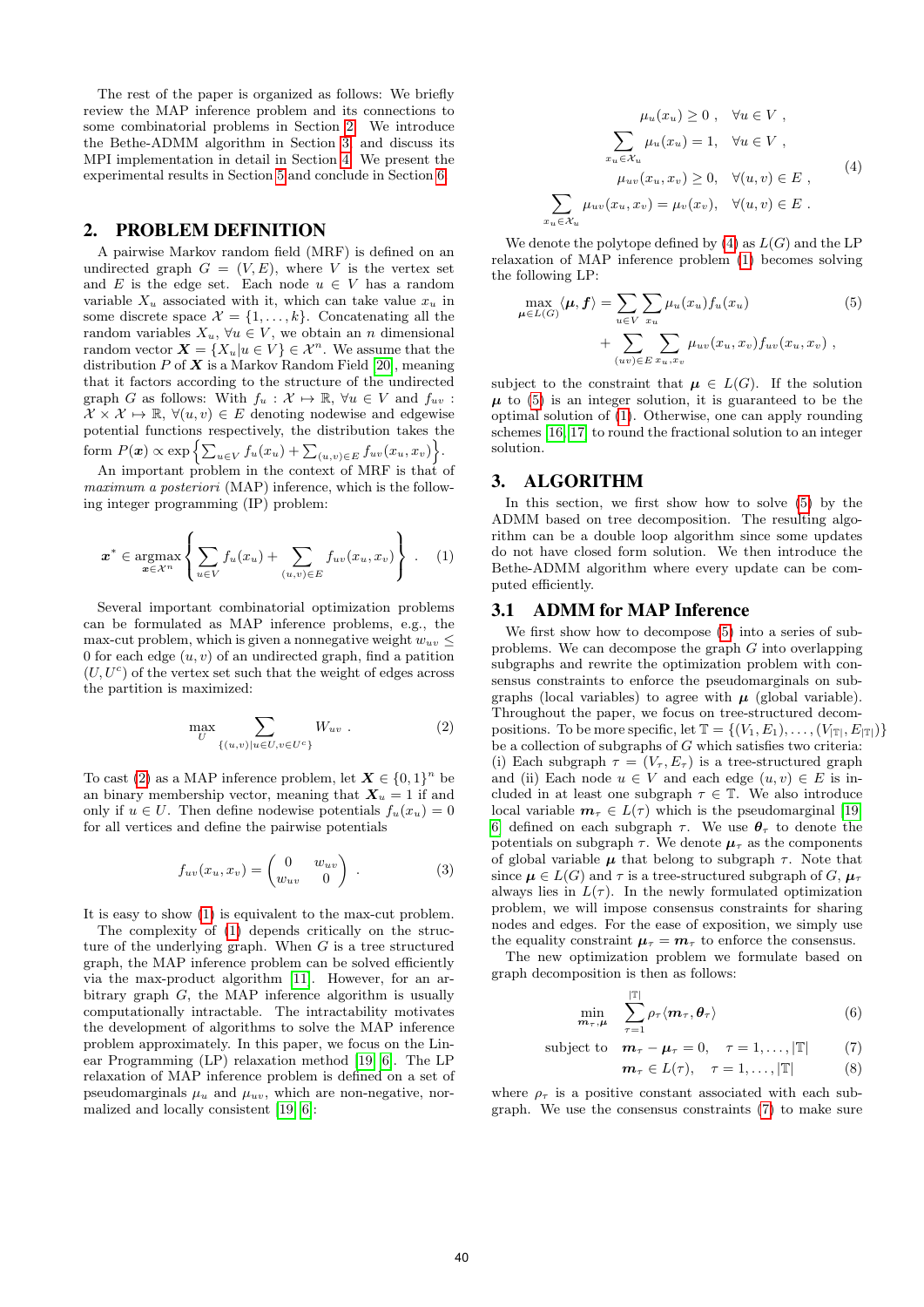The rest of the paper is organized as follows: We briefly review the MAP inference problem and its connections to some combinatorial problems in Section 2. We introduce the Bethe-ADMM algorithm in Section 3 and discuss its MPI implementation in detail in Section 4. We present the experimental results in Section 5 and conclude in Section 6.

## 2. PROBLEM DEFINITION

A pairwise Markov random field (MRF) is defined on an undirected graph $G = (V, E)$, where $V$ is the vertex set and $E$ is the edge set. Each node $u \in V$ has a random variable $X_u$ associated with it, which can take value $x_u$ in some discrete space $\mathcal{X} = \{1, \ldots, k\}$. Concatenating all the random variables $X_u$, $\forall u \in V$, we obtain an $n$ dimensional random vector $\boldsymbol{X} = \{X_u | u \in V\} \in \mathcal{X}^n$. We assume that the distribution $P$ of $\boldsymbol{X}$ is a Markov Random Field [20], meaning that it factors according to the structure of the undirected graph $G$ as follows: With $f_u : \mathcal{X} \mapsto \mathbb{R}$, $\forall u \in V$ and $f_{uv} : \mathcal{X} \times \mathcal{X} \mapsto \mathbb{R}$, $\forall (u, v) \in E$ denoting nodewise and edgewise potential functions respectively, the distribution takes the form $P(\boldsymbol{x}) \propto \exp\left\{\sum_{u \in V} f_u(x_u) + \sum_{(u,v)\in E} f_{uv}(x_u, x_v)\right\}$.

An important problem in the context of MRF is that of *maximum a posteriori* (MAP) inference, which is the following integer programming (IP) problem:

$$
\boldsymbol{x}^* \in \operatorname*{argmax}_{\boldsymbol{x} \in \mathcal{X}^n} \left\{ \sum_{u \in V} f_u(x_u) + \sum_{(u,v) \in E} f_{uv}(x_u, x_v) \right\} . \quad (1)
$$

Several important combinatorial optimization problems can be formulated as MAP inference problems, e.g., the max-cut problem, which is given a nonnegative weight $w_{uv} \leq 0$ for each edge $(u, v)$ of an undirected graph, find a patition $(U, U^c)$ of the vertex set such that the weight of edges across the partition is maximized:

$$
\max_{U} \sum_{\{(u,v) | u \in U, v \in U^c\}} W_{uv} . \quad (2)
$$

To cast (2) as a MAP inference problem, let $\boldsymbol{X} \in \{0, 1\}^n$ be an binary membership vector, meaning that $\boldsymbol{X}_u = 1$ if and only if $u \in U$. Then define nodewise potentials $f_u(x_u) = 0$ for all vertices and define the pairwise potentials

$$
f_{uv}(x_u, x_v) = \begin{pmatrix} 0 & w_{uv} \\ w_{uv} & 0 \end{pmatrix} . \quad (3)
$$

It is easy to show (1) is equivalent to the max-cut problem.

The complexity of (1) depends critically on the structure of the underlying graph. When $G$ is a tree structured graph, the MAP inference problem can be solved efficiently via the max-product algorithm [11]. However, for an arbitrary graph $G$, the MAP inference algorithm is usually computationally intractable. The intractability motivates the development of algorithms to solve the MAP inference problem approximately. In this paper, we focus on the Linear Programming (LP) relaxation method [19, 6]. The LP relaxation of MAP inference problem is defined on a set of pseudomarginals $\mu_u$ and $\mu_{uv}$, which are non-negative, normalized and locally consistent [19, 6]:

$$
\begin{aligned}
\mu_u(x_u) &\geq 0 , \quad \forall u \in V , \\
\sum_{x_u \in \mathcal{X}_u} \mu_u(x_u) &= 1, \quad \forall u \in V , \\
\mu_{uv}(x_u, x_v) &\geq 0, \quad \forall (u, v) \in E , \\
\sum_{x_u \in \mathcal{X}_u} \mu_{uv}(x_u, x_v) &= \mu_v(x_v), \quad \forall (u, v) \in E .
\end{aligned} \quad (4)
$$

We denote the polytope defined by (4) as $L(G)$ and the LP relaxation of MAP inference problem (1) becomes solving the following LP:

$$
\begin{aligned}
\max_{\boldsymbol{\mu} \in L(G)} \langle \boldsymbol{\mu}, \boldsymbol{f} \rangle = &\sum_{u \in V} \sum_{x_u} \mu_u(x_u) f_u(x_u) \\
&+ \sum_{(uv) \in E} \sum_{x_u, x_v} \mu_{uv}(x_u, x_v) f_{uv}(x_u, x_v) ,
\end{aligned} \quad (5)
$$

subject to the constraint that $\boldsymbol{\mu} \in L(G)$. If the solution $\boldsymbol{\mu}$ to (5) is an integer solution, it is guaranteed to be the optimal solution of (1). Otherwise, one can apply rounding schemes [16, 17] to round the fractional solution to an integer solution.

## 3. ALGORITHM

In this section, we first show how to solve (5) by the ADMM based on tree decomposition. The resulting algorithm can be a double loop algorithm since some updates do not have closed form solution. We then introduce the Bethe-ADMM algorithm where every update can be computed efficiently.

### 3.1 ADMM for MAP Inference

We first show how to decompose (5) into a series of subproblems. We can decompose the graph $G$ into overlapping subgraphs and rewrite the optimization problem with consensus constraints to enforce the pseudomarginals on subgraphs (local variables) to agree with $\boldsymbol{\mu}$ (global variable). Throughout the paper, we focus on tree-structured decompositions. To be more specific, let $\mathbb{T} = \{(V_1, E_1), \ldots, (V_{|\mathbb{T}|}, E_{|\mathbb{T}|})\}$ be a collection of subgraphs of $G$ which satisfies two criteria: (i) Each subgraph $\tau = (V_\tau, E_\tau)$ is a tree-structured graph and (ii) Each node $u \in V$ and each edge $(u, v) \in E$ is included in at least one subgraph $\tau \in \mathbb{T}$. We also introduce local variable $\boldsymbol{m}_\tau \in L(\tau)$ which is the pseudomarginal [19, 6] defined on each subgraph $\tau$. We use $\boldsymbol{\theta}_\tau$ to denote the potentials on subgraph $\tau$. We denote $\boldsymbol{\mu}_\tau$ as the components of global variable $\boldsymbol{\mu}$ that belong to subgraph $\tau$. Note that since $\boldsymbol{\mu} \in L(G)$ and $\tau$ is a tree-structured subgraph of $G$, $\boldsymbol{\mu}_\tau$ always lies in $L(\tau)$. In the newly formulated optimization problem, we will impose consensus constraints for sharing nodes and edges. For the ease of exposition, we simply use the equality constraint $\boldsymbol{\mu}_\tau = \boldsymbol{m}_\tau$ to enforce the consensus.

The new optimization problem we formulate based on graph decomposition is then as follows:

$$
\min_{\boldsymbol{m}_\tau, \boldsymbol{\mu}} \sum_{\tau=1}^{|\mathbb{T}|} \rho_\tau \langle \boldsymbol{m}_\tau, \boldsymbol{\theta}_\tau \rangle \quad (6)
$$

$$
\text{subject to} \quad \boldsymbol{m}_\tau - \boldsymbol{\mu}_\tau = 0, \quad \tau = 1, \ldots, |\mathbb{T}| \quad (7)
$$

$$
\boldsymbol{m}_\tau \in L(\tau), \quad \tau = 1, \ldots, |\mathbb{T}| \quad (8)
$$

where $\rho_\tau$ is a positive constant associated with each subgraph. We use the consensus constraints (7) to make sure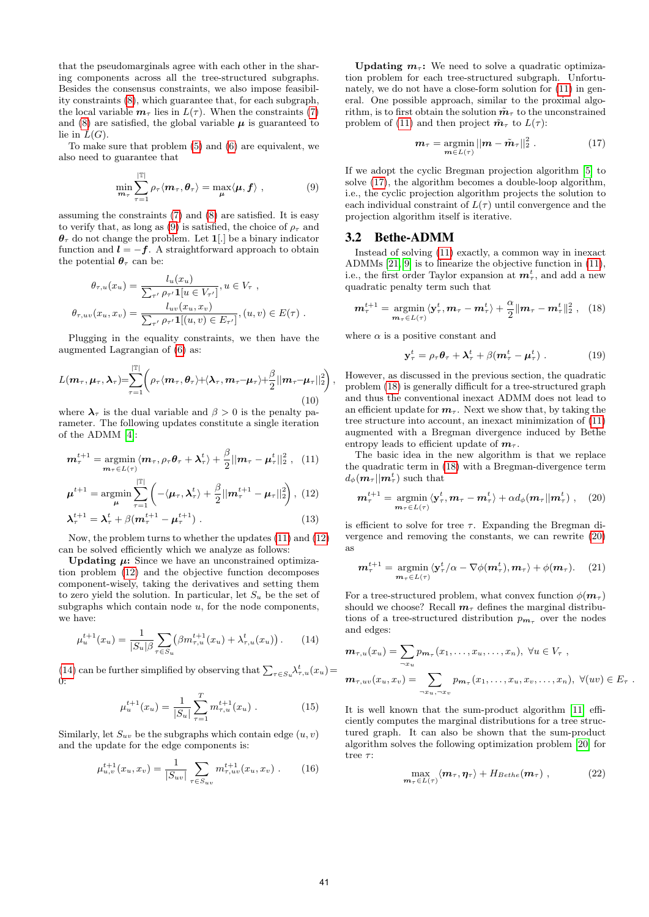that the pseudomarginals agree with each other in the sharing components across all the tree-structured subgraphs. Besides the consensus constraints, we also impose feasibility constraints (8), which guarantee that, for each subgraph, the local variable $\boldsymbol{m}_\tau$ lies in $L(\tau)$. When the constraints (7) and (8) are satisfied, the global variable $\boldsymbol{\mu}$ is guaranteed to lie in $L(G)$.

To make sure that problem (5) and (6) are equivalent, we also need to guarantee that

$$\min_{\boldsymbol{m}_\tau} \sum_{\tau=1}^{|\mathbb{T}|} \rho_\tau \langle \boldsymbol{m}_\tau, \boldsymbol{\theta}_\tau \rangle = \max_{\boldsymbol{\mu}} \langle \boldsymbol{\mu}, \boldsymbol{f} \rangle \ , \tag{9}$$

assuming the constraints (7) and (8) are satisfied. It is easy to verify that, as long as (9) is satisfied, the choice of $\rho_\tau$ and $\boldsymbol{\theta}_\tau$ do not change the problem. Let $\mathbf{1}[.]$ be a binary indicator function and $\boldsymbol{l} = -\boldsymbol{f}$. A straightforward approach to obtain the potential $\boldsymbol{\theta}_\tau$ can be:

$$\theta_{\tau,u}(x_u) = \frac{l_u(x_u)}{\sum_{\tau'} \rho_{\tau'} \mathbf{1}[u \in V_{\tau'}]}, u \in V_\tau \ ,$$

$$\theta_{\tau,uv}(x_u, x_v) = \frac{l_{uv}(x_u, x_v)}{\sum_{\tau'} \rho_{\tau'} \mathbf{1}[(u,v) \in E_{\tau'}]}, (u,v) \in E(\tau) \ .$$

Plugging in the equality constraints, we then have the augmented Lagrangian of (6) as:

$$L(\boldsymbol{m}_\tau, \boldsymbol{\mu}_\tau, \boldsymbol{\lambda}_\tau) = \sum_{\tau=1}^{|\mathbb{T}|} \left( \rho_\tau \langle \boldsymbol{m}_\tau, \boldsymbol{\theta}_\tau \rangle + \langle \boldsymbol{\lambda}_\tau, \boldsymbol{m}_\tau - \boldsymbol{\mu}_\tau \rangle + \frac{\beta}{2} ||\boldsymbol{m}_\tau - \boldsymbol{\mu}_\tau||_2^2 \right) , \tag{10}$$

where $\boldsymbol{\lambda}_\tau$ is the dual variable and $\beta > 0$ is the penalty parameter. The following updates constitute a single iteration of the ADMM [4]:

$$\boldsymbol{m}_\tau^{t+1} = \underset{\boldsymbol{m}_\tau \in L(\tau)}{\operatorname{argmin}} \langle \boldsymbol{m}_\tau, \rho_\tau \boldsymbol{\theta}_\tau + \boldsymbol{\lambda}_\tau^t \rangle + \frac{\beta}{2} ||\boldsymbol{m}_\tau - \boldsymbol{\mu}_\tau^t||_2^2 \ , \tag{11}$$

$$\boldsymbol{\mu}^{t+1} = \underset{\boldsymbol{\mu}}{\operatorname{argmin}} \sum_{\tau=1}^{|\mathbb{T}|} \left( -\langle \boldsymbol{\mu}_\tau, \boldsymbol{\lambda}_\tau^t \rangle + \frac{\beta}{2} ||\boldsymbol{m}_\tau^{t+1} - \boldsymbol{\mu}_\tau||_2^2 \right) , \tag{12}$$

$$\boldsymbol{\lambda}_\tau^{t+1} = \boldsymbol{\lambda}_\tau^t + \beta(\boldsymbol{m}_\tau^{t+1} - \boldsymbol{\mu}_\tau^{t+1}) \ . \tag{13}$$

Now, the problem turns to whether the updates (11) and (12) can be solved efficiently which we analyze as follows:

**Updating $\boldsymbol{\mu}$:** Since we have an unconstrained optimization problem (12) and the objective function decomposes component-wisely, taking the derivatives and setting them to zero yield the solution. In particular, let $S_u$ be the set of subgraphs which contain node $u$, for the node components, we have:

$$\mu_u^{t+1}(x_u) = \frac{1}{|S_u| \beta} \sum_{\tau \in S_u} \left( \beta m_{\tau,u}^{t+1}(x_u) + \lambda_{\tau,u}^t(x_u) \right) . \tag{14}$$

(14) can be further simplified by observing that $\sum_{\tau \in S_u} \lambda_{\tau,u}^t(x_u) = 0$:

$$\mu_u^{t+1}(x_u) = \frac{1}{|S_u|} \sum_{\tau=1}^{T} m_{\tau,u}^{t+1}(x_u) \ . \tag{15}$$

Similarly, let $S_{uv}$ be the subgraphs which contain edge $(u,v)$ and the update for the edge components is:

$$\mu_{u,v}^{t+1}(x_u, x_v) = \frac{1}{|S_{uv}|} \sum_{\tau \in S_{uv}} m_{\tau,uv}^{t+1}(x_u, x_v) \ . \tag{16}$$

**Updating $\boldsymbol{m}_\tau$:** We need to solve a quadratic optimization problem for each tree-structured subgraph. Unfortunately, we do not have a close-form solution for (11) in general. One possible approach, similar to the proximal algorithm, is to first obtain the solution $\tilde{\boldsymbol{m}}_\tau$ to the unconstrained problem of (11) and then project $\tilde{\boldsymbol{m}}_\tau$ to $L(\tau)$:

$$\boldsymbol{m}_\tau = \underset{\boldsymbol{m} \in L(\tau)}{\operatorname{argmin}} ||\boldsymbol{m} - \tilde{\boldsymbol{m}}_\tau||_2^2 \ . \tag{17}$$

If we adopt the cyclic Bregman projection algorithm [5] to solve (17), the algorithm becomes a double-loop algorithm, i.e., the cyclic projection algorithm projects the solution to each individual constraint of $L(\tau)$ until convergence and the projection algorithm itself is iterative.

## 3.2 Bethe-ADMM

Instead of solving (11) exactly, a common way in inexact ADMMs [21, 9] is to linearize the objective function in (11), i.e., the first order Taylor expansion at $\boldsymbol{m}_\tau^t$, and add a new quadratic penalty term such that

$$\boldsymbol{m}_\tau^{t+1} = \underset{\boldsymbol{m}_\tau \in L(\tau)}{\operatorname{argmin}} \langle \mathbf{y}_\tau^t, \boldsymbol{m}_\tau - \boldsymbol{m}_\tau^t \rangle + \frac{\alpha}{2} ||\boldsymbol{m}_\tau - \boldsymbol{m}_\tau^t||_2^2 \ , \tag{18}$$

where $\alpha$ is a positive constant and

$$\mathbf{y}_\tau^t = \rho_\tau \boldsymbol{\theta}_\tau + \boldsymbol{\lambda}_\tau^t + \beta(\boldsymbol{m}_\tau^t - \boldsymbol{\mu}_\tau^t) \ . \tag{19}$$

However, as discussed in the previous section, the quadratic problem (18) is generally difficult for a tree-structured graph and thus the conventional inexact ADMM does not lead to an efficient update for $\boldsymbol{m}_\tau$. Next we show that, by taking the tree structure into account, an inexact minimization of (11) augmented with a Bregman divergence induced by Bethe entropy leads to efficient update of $\boldsymbol{m}_\tau$.

The basic idea in the new algorithm is that we replace the quadratic term in (18) with a Bregman-divergence term $d_\phi(\boldsymbol{m}_\tau || \boldsymbol{m}_\tau^t)$ such that

$$\boldsymbol{m}_\tau^{t+1} = \underset{\boldsymbol{m}_\tau \in L(\tau)}{\operatorname{argmin}} \langle \mathbf{y}_\tau^t, \boldsymbol{m}_\tau - \boldsymbol{m}_\tau^t \rangle + \alpha d_\phi(\boldsymbol{m}_\tau || \boldsymbol{m}_\tau^t) \ , \tag{20}$$

is efficient to solve for tree $\tau$. Expanding the Bregman divergence and removing the constants, we can rewrite (20) as

$$\boldsymbol{m}_\tau^{t+1} = \underset{\boldsymbol{m}_\tau \in L(\tau)}{\operatorname{argmin}} \langle \mathbf{y}_\tau^t / \alpha - \nabla \phi(\boldsymbol{m}_\tau^t), \boldsymbol{m}_\tau \rangle + \phi(\boldsymbol{m}_\tau). \tag{21}$$

For a tree-structured problem, what convex function $\phi(\boldsymbol{m}_\tau)$ should we choose? Recall $\boldsymbol{m}_\tau$ defines the marginal distributions of a tree-structured distribution $p_{\boldsymbol{m}_\tau}$ over the nodes and edges:

$$\boldsymbol{m}_{\tau,u}(x_u) = \sum_{\neg x_u} p_{\boldsymbol{m}_\tau}(x_1, \ldots, x_u, \ldots, x_n), \ \forall u \in V_\tau \ ,$$

$$\boldsymbol{m}_{\tau,uv}(x_u, x_v) = \sum_{\neg x_u, \neg x_v} p_{\boldsymbol{m}_\tau}(x_1, \ldots, x_u, x_v, \ldots, x_n), \ \forall (uv) \in E_\tau \ .$$

It is well known that the sum-product algorithm [11] efficiently computes the marginal distributions for a tree structured graph. It can also be shown that the sum-product algorithm solves the following optimization problem [20] for tree $\tau$:

$$\max_{\boldsymbol{m}_\tau \in L(\tau)} \langle \boldsymbol{m}_\tau, \boldsymbol{\eta}_\tau \rangle + H_{Bethe}(\boldsymbol{m}_\tau) \ , \tag{22}$$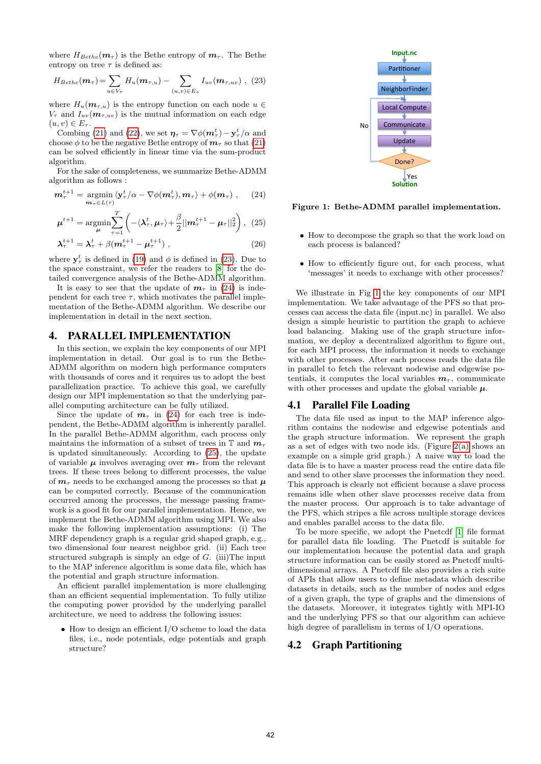where $H_{Bethe}(\boldsymbol{m}_\tau)$ is the Bethe entropy of $\boldsymbol{m}_\tau$. The Bethe entropy on tree $\tau$ is defined as:

$$H_{Bethe}(\boldsymbol{m}_\tau) = \sum_{u \in V_\tau} H_u(\boldsymbol{m}_{\tau,u}) - \sum_{(u,v) \in E_\tau} I_{uv}(\boldsymbol{m}_{\tau,uv}) \ , \quad (23)$$

where $H_u(\boldsymbol{m}_{\tau,u})$ is the entropy function on each node $u \in V_\tau$ and $I_{uv}(\boldsymbol{m}_{\tau,uv})$ is the mutual information on each edge $(u,v) \in E_\tau$.

Combing (21) and (22), we set $\boldsymbol{\eta}_\tau = \nabla\phi(\boldsymbol{m}_\tau^t) - \mathbf{y}_\tau^t/\alpha$ and choose $\phi$ to be the negative Bethe entropy of $\boldsymbol{m}_\tau$ so that (21) can be solved efficiently in linear time via the sum-product algorithm.

For the sake of completeness, we summarize Bethe-ADMM algorithm as follows :

$$\boldsymbol{m}_\tau^{t+1} = \underset{\boldsymbol{m}_\tau \in L(\tau)}{\text{argmin}} \langle \mathbf{y}_\tau^t/\alpha - \nabla\phi(\boldsymbol{m}_\tau^t), \boldsymbol{m}_\tau \rangle + \phi(\boldsymbol{m}_\tau) \ , \quad (24)$$

$$\boldsymbol{\mu}^{t+1} = \underset{\boldsymbol{\mu}}{\text{argmin}} \sum_{\tau=1}^{T} \left( -\langle \boldsymbol{\lambda}_\tau^t, \boldsymbol{\mu}_\tau \rangle + \frac{\beta}{2} ||\boldsymbol{m}_\tau^{t+1} - \boldsymbol{\mu}_\tau||_2^2 \right) \ , \quad (25)$$

$$\boldsymbol{\lambda}_\tau^{t+1} = \boldsymbol{\lambda}_\tau^t + \beta(\boldsymbol{m}_\tau^{t+1} - \boldsymbol{\mu}_\tau^{t+1}) \ , \quad (26)$$

where $\mathbf{y}_\tau^t$ is defined in (19) and $\phi$ is defined in (23). Due to the space constraint, we refer the readers to [8] for the detailed convergence analysis of the Bethe-ADMM algorithm.

It is easy to see that the update of $\boldsymbol{m}_\tau$ in (24) is independent for each tree $\tau$, which motivates the parallel implementation of the Bethe-ADMM algorithm. We describe our implementation in detail in the next section.

## 4. PARALLEL IMPLEMENTATION

In this section, we explain the key components of our MPI implementation in detail. Our goal is to run the Bethe-ADMM algorithm on modern high performance computers with thousands of cores and it requires us to adopt the best parallelization practice. To achieve this goal, we carefully design our MPI implementation so that the underlying parallel computing architecture can be fully utilized.

Since the update of $\boldsymbol{m}_\tau$ in (24) for each tree is independent, the Bethe-ADMM algorithm is inherently parallel. In the parallel Bethe-ADMM algorithm, each process only maintains the information of a subset of trees in $\mathbb{T}$ and $\boldsymbol{m}_\tau$ is updated simultaneously. According to (25), the update of variable $\boldsymbol{\mu}$ involves averaging over $\boldsymbol{m}_\tau$ from the relevant trees. If these trees belong to different processes, the value of $\boldsymbol{m}_\tau$ needs to be exchanged among the processes so that $\boldsymbol{\mu}$ can be computed correctly. Because of the communication occurred among the processes, the message passing framework is a good fit for our parallel implementation. Hence, we implement the Bethe-ADMM algorithm using MPI. We also make the following implementation assumptions: (i) The MRF dependency graph is a regular grid shaped graph, e.g., two dimensional four nearest neighbor grid. (ii) Each tree structured subgraph is simply an edge of $G$. (iii)The input to the MAP inference algorithm is some data file, which has the potential and graph structure information.

An efficient parallel implementation is more challenging than an efficient sequential implementation. To fully utilize the computing power provided by the underlying parallel architecture, we need to address the following issues:

- How to design an efficient I/O scheme to load the data files, i.e., node potentials, edge potentials and graph structure?
- How to decompose the graph so that the work load on each process is balanced?
- How to efficiently figure out, for each process, what 'messages' it needs to exchange with other processes?

**Figure 1: Bethe-ADMM parallel implementation.**

We illustrate in Fig 1 the key components of our MPI implementation. We take advantage of the PFS so that processes can access the data file (input.nc) in parallel. We also design a simple heuristic to partition the graph to achieve load balancing. Making use of the graph structure information, we deploy a decentralized algorithm to figure out, for each MPI process, the information it needs to exchange with other processes. After each process reads the data file in parallel to fetch the relevant nodewise and edgewise potentials, it computes the local variables $\boldsymbol{m}_\tau$, communicate with other processes and update the global variable $\boldsymbol{\mu}$.

### 4.1 Parallel File Loading

The data file used as input to the MAP inference algorithm contains the nodewise and edgewise potentials and the graph structure information. We represent the graph as a set of edges with two node ids. (Figure 2(a) shows an example on a simple grid graph.) A naive way to load the data file is to have a master process read the entire data file and send to other slave processes the information they need. This approach is clearly not efficient because a slave process remains idle when other slave processes receive data from the master process. Our approach is to take advantage of the PFS, which stripes a file across multiple storage devices and enables parallel access to the data file.

To be more specific, we adopt the Pnetcdf [1] file format for parallel data file loading. The Pnetcdf is suitable for our implementation because the potential data and graph structure information can be easily stored as Pnetcdf multi-dimensional arrays. A Pnetcdf file also provides a rich suite of APIs that allow users to define metadata which describe datasets in details, such as the number of nodes and edges of a given graph, the type of graphs and the dimensions of the datasets. Moreover, it integrates tightly with MPI-IO and the underlying PFS so that our algorithm can achieve high degree of parallelism in terms of I/O operations.

### 4.2 Graph Partitioning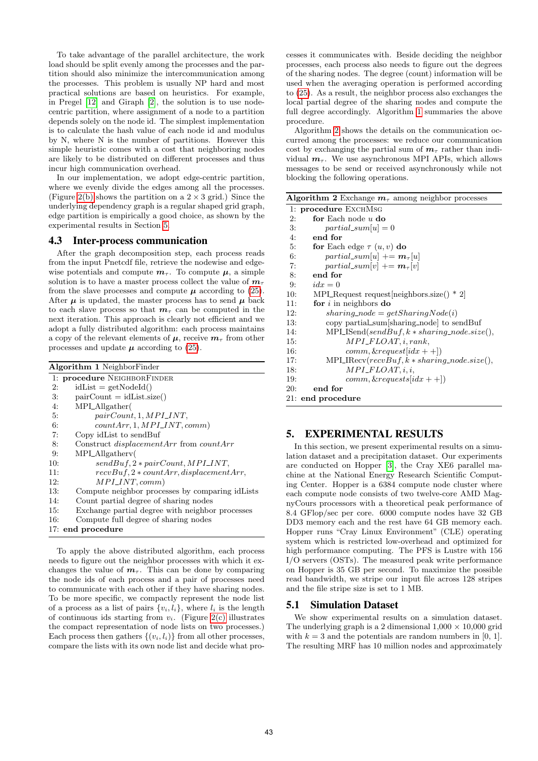To take advantage of the parallel architecture, the work load should be split evenly among the processes and the partition should also minimize the intercommunication among the processes. This problem is usually NP hard and most practical solutions are based on heuristics. For example, in Pregel [12] and Giraph [2], the solution is to use node-centric partition, where assignment of a node to a partition depends solely on the node id. The simplest implementation is to calculate the hash value of each node id and modulus by N, where N is the number of partitions. However this simple heuristic comes with a cost that neighboring nodes are likely to be distributed on different processes and thus incur high communication overhead.

In our implementation, we adopt edge-centric partition, where we evenly divide the edges among all the processes. (Figure 2(b) shows the partition on a $2 \times 3$ grid.) Since the underlying dependency graph is a regular shaped grid graph, edge partition is empirically a good choice, as shown by the experimental results in Section 5.

## 4.3 Inter-process communication

After the graph decomposition step, each process reads from the input Pnetcdf file, retrieve the nodewise and edgewise potentials and compute $\boldsymbol{m}_\tau$. To compute $\boldsymbol{\mu}$, a simple solution is to have a master process collect the value of $\boldsymbol{m}_\tau$ from the slave processes and compute $\boldsymbol{\mu}$ according to (25). After $\boldsymbol{\mu}$ is updated, the master process has to send $\boldsymbol{\mu}$ back to each slave process so that $\boldsymbol{m}_\tau$ can be computed in the next iteration. This approach is clearly not efficient and we adopt a fully distributed algorithm: each process maintains a copy of the relevant elements of $\boldsymbol{\mu}$, receive $\boldsymbol{m}_\tau$ from other processes and update $\boldsymbol{\mu}$ according to (25).

**Algorithm 1** NeighborFinder

```
 1: procedure NEIGHBORFINDER
 2:     idList = getNodeId()
 3:     pairCount = idList.size()
 4:     MPI_Allgather(
 5:             pairCount, 1, MPI_INT,
 6:             countArr, 1, MPI_INT, comm)
 7:     Copy idList to sendBuf
 8:     Construct displacementArr from countArr
 9:     MPI_Allgatherv(
10:             sendBuf, 2 * pairCount, MPI_INT,
11:             recvBuf, 2 * countArr, displacementArr,
12:             MPI_INT, comm)
13:     Compute neighbor processes by comparing idLists
14:     Count partial degree of sharing nodes
15:     Exchange partial degree with neighbor processes
16:     Compute full degree of sharing nodes
17: end procedure
```

To apply the above distributed algorithm, each process needs to figure out the neighbor processes with which it exchanges the value of $\boldsymbol{m}_\tau$. This can be done by comparing the node ids of each process and a pair of processes need to communicate with each other if they have sharing nodes. To be more specific, we compactly represent the node list of a process as a list of pairs $\{v_i, l_i\}$, where $l_i$ is the length of continuous ids starting from $v_i$. (Figure 2(c) illustrates the compact representation of node lists on two processes.) Each process then gathers $\{(v_i, l_i)\}$ from all other processes, compare the lists with its own node list and decide what processes it communicates with. Beside deciding the neighbor processes, each process also needs to figure out the degrees of the sharing nodes. The degree (count) information will be used when the averaging operation is performed according to (25). As a result, the neighbor process also exchanges the local partial degree of the sharing nodes and compute the full degree accordingly. Algorithm 1 summaries the above procedure.

Algorithm 2 shows the details on the communication occurred among the processes: we reduce our communication cost by exchanging the partial sum of $\boldsymbol{m}_\tau$ rather than individual $\boldsymbol{m}_\tau$. We use asynchronous MPI APIs, which allows messages to be send or received asynchronously while not blocking the following operations.

**Algorithm 2** Exchange $\boldsymbol{m}_\tau$ among neighbor processes

```
 1: procedure EXCHMSG
 2:     for Each node u do
 3:         partial_sum[u] = 0
 4:     end for
 5:     for Each edge τ (u, v) do
 6:         partial_sum[u] += m_τ[u]
 7:         partial_sum[v] += m_τ[v]
 8:     end for
 9:     idx = 0
10:     MPI_Request request[neighbors.size() * 2]
11:     for i in neighbors do
12:         sharing_node = getSharingNode(i)
13:         copy partial_sum[sharing_node] to sendBuf
14:         MPI_ISend(sendBuf, k * sharing_node.size(),
15:                 MPI_FLOAT, i, rank,
16:                 comm, &request[idx++])
17:         MPI_IRecv(recvBuf, k * sharing_node.size(),
18:                 MPI_FLOAT, i, i,
19:                 comm, &requests[idx++])
20:     end for
21: end procedure
```

## 5. EXPERIMENTAL RESULTS

In this section, we present experimental results on a simulation dataset and a precipitation dataset. Our experiments are conducted on Hopper [3], the Cray XE6 parallel machine at the National Energy Research Scientific Computing Center. Hopper is a 6384 compute node cluster where each compute node consists of two twelve-core AMD MagnyCours processors with a theoretical peak performance of 8.4 GFlop/sec per core. 6000 compute nodes have 32 GB DD3 memory each and the rest have 64 GB memory each. Hopper runs "Cray Linux Environment" (CLE) operating system which is restricted low-overhead and optimized for high performance computing. The PFS is Lustre with 156 I/O servers (OSTs). The measured peak write performance on Hopper is 35 GB per second. To maximize the possible read bandwidth, we stripe our input file across 128 stripes and the file stripe size is set to 1 MB.

## 5.1 Simulation Dataset

We show experimental results on a simulation dataset. The underlying graph is a 2 dimensional 1,000 × 10,000 grid with $k = 3$ and the potentials are random numbers in [0, 1]. The resulting MRF has 10 million nodes and approximately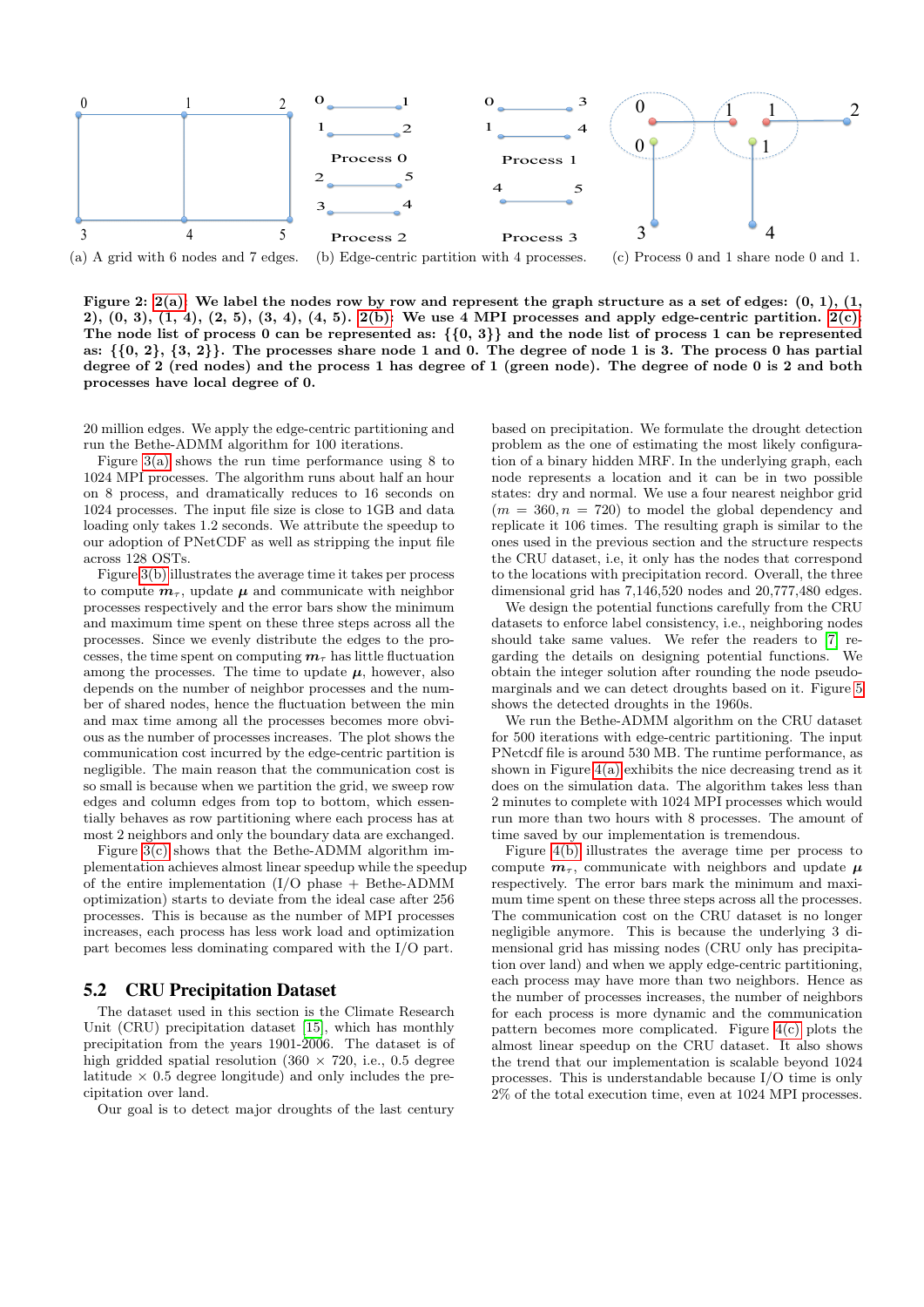(a) A grid with 6 nodes and 7 edges. (b) Edge-centric partition with 4 processes. (c) Process 0 and 1 share node 0 and 1.

**Figure 2: 2(a): We label the nodes row by row and represent the graph structure as a set of edges: (0, 1), (1, 2), (0, 3), (1, 4), (2, 5), (3, 4), (4, 5). 2(b): We use 4 MPI processes and apply edge-centric partition. 2(c): The node list of process 0 can be represented as: {{0, 3}} and the node list of process 1 can be represented as: {{0, 2}, {3, 2}}. The processes share node 1 and 0. The degree of node 1 is 3. The process 0 has partial degree of 2 (red nodes) and the process 1 has degree of 1 (green node). The degree of node 0 is 2 and both processes have local degree of 0.**

20 million edges. We apply the edge-centric partitioning and run the Bethe-ADMM algorithm for 100 iterations.

Figure 3(a) shows the run time performance using 8 to 1024 MPI processes. The algorithm runs about half an hour on 8 process, and dramatically reduces to 16 seconds on 1024 processes. The input file size is close to 1GB and data loading only takes 1.2 seconds. We attribute the speedup to our adoption of PNetCDF as well as stripping the input file across 128 OSTs.

Figure 3(b) illustrates the average time it takes per process to compute $\boldsymbol{m}_\tau$, update $\boldsymbol{\mu}$ and communicate with neighbor processes respectively and the error bars show the minimum and maximum time spent on these three steps across all the processes. Since we evenly distribute the edges to the processes, the time spent on computing $\boldsymbol{m}_\tau$ has little fluctuation among the processes. The time to update $\boldsymbol{\mu}$, however, also depends on the number of neighbor processes and the number of shared nodes, hence the fluctuation between the min and max time among all the processes becomes more obvious as the number of processes increases. The plot shows the communication cost incurred by the edge-centric partition is negligible. The main reason that the communication cost is so small is because when we partition the grid, we sweep row edges and column edges from top to bottom, which essentially behaves as row partitioning where each process has at most 2 neighbors and only the boundary data are exchanged.

Figure 3(c) shows that the Bethe-ADMM algorithm implementation achieves almost linear speedup while the speedup of the entire implementation (I/O phase + Bethe-ADMM optimization) starts to deviate from the ideal case after 256 processes. This is because as the number of MPI processes increases, each process has less work load and optimization part becomes less dominating compared with the I/O part.

## 5.2 CRU Precipitation Dataset

The dataset used in this section is the Climate Research Unit (CRU) precipitation dataset [15], which has monthly precipitation from the years 1901-2006. The dataset is of high gridded spatial resolution (360 × 720, i.e., 0.5 degree latitude × 0.5 degree longitude) and only includes the precipitation over land.

Our goal is to detect major droughts of the last century based on precipitation. We formulate the drought detection problem as the one of estimating the most likely configuration of a binary hidden MRF. In the underlying graph, each node represents a location and it can be in two possible states: dry and normal. We use a four nearest neighbor grid ($m = 360, n = 720$) to model the global dependency and replicate it 106 times. The resulting graph is similar to the ones used in the previous section and the structure respects the CRU dataset, i.e, it only has the nodes that correspond to the locations with precipitation record. Overall, the three dimensional graph has 7,146,520 nodes and 20,777,480 edges.

We design the potential functions carefully from the CRU datasets to enforce label consistency, i.e., neighboring nodes should take same values. We refer the readers to [7] regarding the details on designing potential functions. We obtain the integer solution after rounding the node pseudo-marginals and we can detect droughts based on it. Figure 5 shows the detected droughts in the 1960s.

We run the Bethe-ADMM algorithm on the CRU dataset for 500 iterations with edge-centric partitioning. The input PNetcdf file is around 530 MB. The runtime performance, as shown in Figure 4(a) exhibits the nice decreasing trend as it does on the simulation data. The algorithm takes less than 2 minutes to complete with 1024 MPI processes which would run more than two hours with 8 processes. The amount of time saved by our implementation is tremendous.

Figure 4(b) illustrates the average time per process to compute $\boldsymbol{m}_\tau$, communicate with neighbors and update $\boldsymbol{\mu}$ respectively. The error bars mark the minimum and maximum time spent on these three steps across all the processes. The communication cost on the CRU dataset is no longer negligible anymore. This is because the underlying 3 dimensional grid has missing nodes (CRU only has precipitation over land) and when we apply edge-centric partitioning, each process may have more than two neighbors. Hence as the number of processes increases, the number of neighbors for each process is more dynamic and the communication pattern becomes more complicated. Figure 4(c) plots the almost linear speedup on the CRU dataset. It also shows the trend that our implementation is scalable beyond 1024 processes. This is understandable because I/O time is only 2% of the total execution time, even at 1024 MPI processes.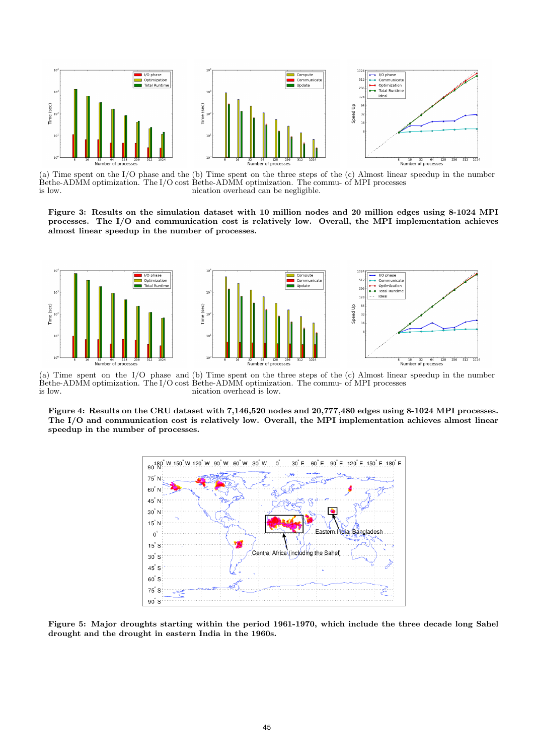(a) Time spent on the I/O phase and the Bethe-ADMM optimization. The I/O cost is low.

(b) Time spent on the three steps of the Bethe-ADMM optimization. The communication overhead can be negligible.

(c) Almost linear speedup in the number of MPI processes

**Figure 3: Results on the simulation dataset with 10 million nodes and 20 million edges using 8-1024 MPI processes. The I/O and communication cost is relatively low. Overall, the MPI implementation achieves almost linear speedup in the number of processes.**

(a) Time spent on the I/O phase and the Bethe-ADMM optimization. The I/O cost is low.

(b) Time spent on the three steps of the Bethe-ADMM optimization. The communication overhead is low.

(c) Almost linear speedup in the number of MPI processes

**Figure 4: Results on the CRU dataset with 7,146,520 nodes and 20,777,480 edges using 8-1024 MPI processes. The I/O and communication cost is relatively low. Overall, the MPI implementation achieves almost linear speedup in the number of processes.**

**Figure 5: Major droughts starting within the period 1961-1970, which include the three decade long Sahel drought and the drought in eastern India in the 1960s.**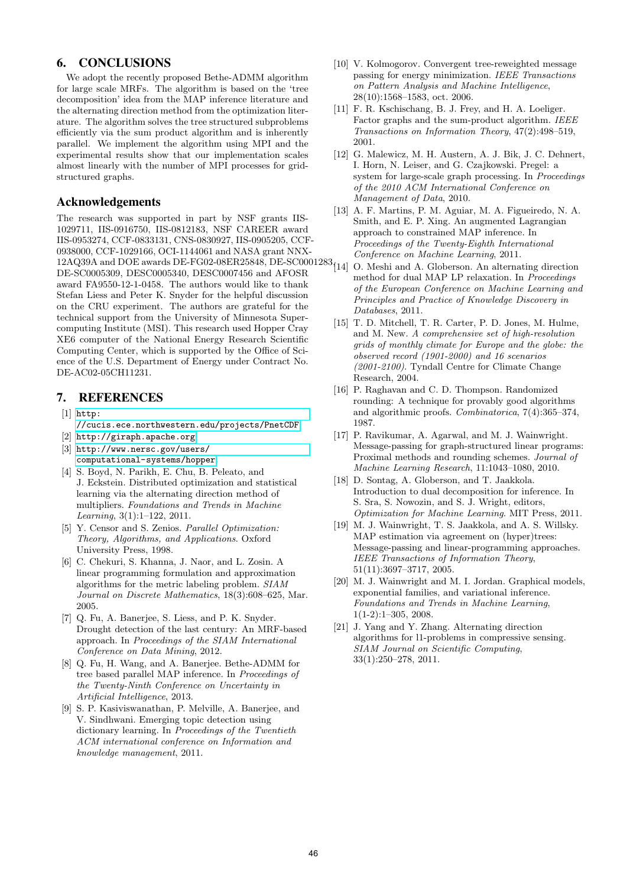## 6. CONCLUSIONS

We adopt the recently proposed Bethe-ADMM algorithm for large scale MRFs. The algorithm is based on the 'tree decomposition' idea from the MAP inference literature and the alternating direction method from the optimization literature. The algorithm solves the tree structured subproblems efficiently via the sum product algorithm and is inherently parallel. We implement the algorithm using MPI and the experimental results show that our implementation scales almost linearly with the number of MPI processes for grid-structured graphs.

## Acknowledgements

The research was supported in part by NSF grants IIS-1029711, IIS-0916750, IIS-0812183, NSF CAREER award IIS-0953274, CCF-0833131, CNS-0830927, IIS-0905205, CCF-0938000, CCF-1029166, OCI-1144061 and NASA grant NNX-12AQ39A and DOE awards DE-FG02-08ER25848, DE-SC0001283, DE-SC0005309, DESC0005340, DESC0007456 and AFOSR award FA9550-12-1-0458. The authors would like to thank Stefan Liess and Peter K. Snyder for the helpful discussion on the CRU experiment. The authors are grateful for the technical support from the University of Minnesota Supercomputing Institute (MSI). This research used Hopper Cray XE6 computer of the National Energy Research Scientific Computing Center, which is supported by the Office of Science of the U.S. Department of Energy under Contract No. DE-AC02-05CH11231.

## 7. REFERENCES

[1] http://cucis.ece.northwestern.edu/projects/PnetCDF

[2] http://giraph.apache.org

[3] http://www.nersc.gov/users/computational-systems/hopper

[4] S. Boyd, N. Parikh, E. Chu, B. Peleato, and J. Eckstein. Distributed optimization and statistical learning via the alternating direction method of multipliers. *Foundations and Trends in Machine Learning*, 3(1):1–122, 2011.

[5] Y. Censor and S. Zenios. *Parallel Optimization: Theory, Algorithms, and Applications*. Oxford University Press, 1998.

[6] C. Chekuri, S. Khanna, J. Naor, and L. Zosin. A linear programming formulation and approximation algorithms for the metric labeling problem. *SIAM Journal on Discrete Mathematics*, 18(3):608–625, Mar. 2005.

[7] Q. Fu, A. Banerjee, S. Liess, and P. K. Snyder. Drought detection of the last century: An MRF-based approach. In *Proceedings of the SIAM International Conference on Data Mining*, 2012.

[8] Q. Fu, H. Wang, and A. Banerjee. Bethe-ADMM for tree based parallel MAP inference. In *Proceedings of the Twenty-Ninth Conference on Uncertainty in the Artificial Intelligence*, 2013.

[9] S. P. Kasiviswanathan, P. Melville, A. Banerjee, and V. Sindhwani. Emerging topic detection using dictionary learning. In *Proceedings of the Twentieth ACM international conference on Information and knowledge management*, 2011.

[10] V. Kolmogorov. Convergent tree-reweighted message passing for energy minimization. *IEEE Transactions on Pattern Analysis and Machine Intelligence*, 28(10):1568–1583, oct. 2006.

[11] F. R. Kschischang, B. J. Frey, and H. A. Loeliger. Factor graphs and the sum-product algorithm. *IEEE Transactions on Information Theory*, 47(2):498–519, 2001.

[12] G. Malewicz, M. H. Austern, A. J. Bik, J. C. Dehnert, I. Horn, N. Leiser, and G. Czajkowski. Pregel: a system for large-scale graph processing. In *Proceedings of the 2010 ACM International Conference on Management of Data*, 2010.

[13] A. F. Martins, P. M. Aguiar, M. A. Figueiredo, N. A. Smith, and E. P. Xing. An augmented Lagrangian approach to constrained MAP inference. In *Proceedings of the Twenty-Eighth International Conference on Machine Learning*, 2011.

[14] O. Meshi and A. Globerson. An alternating direction method for dual MAP LP relaxation. In *Proceedings of the European Conference on Machine Learning and Principles and Practice of Knowledge Discovery in Databases*, 2011.

[15] T. D. Mitchell, T. R. Carter, P. D. Jones, M. Hulme, and M. New. *A comprehensive set of high-resolution grids of monthly climate for Europe and the globe: the observed record (1901-2000) and 16 scenarios (2001-2100)*. Tyndall Centre for Climate Change Research, 2004.

[16] P. Raghavan and C. D. Thompson. Randomized rounding: A technique for provably good algorithms and algorithmic proofs. *Combinatorica*, 7(4):365–374, 1987.

[17] P. Ravikumar, A. Agarwal, and M. J. Wainwright. Message-passing for graph-structured linear programs: Proximal methods and rounding schemes. *Journal of Machine Learning Research*, 11:1043–1080, 2010.

[18] D. Sontag, A. Globerson, and T. Jaakkola. Introduction to dual decomposition for inference. In S. Sra, S. Nowozin, and S. J. Wright, editors, *Optimization for Machine Learning*. MIT Press, 2011.

[19] M. J. Wainwright, T. S. Jaakkola, and A. S. Willsky. MAP estimation via agreement on (hyper)trees: Message-passing and linear-programming approaches. *IEEE Transactions on Information Theory*, 51(11):3697–3717, 2005.

[20] M. J. Wainwright and M. I. Jordan. Graphical models, exponential families, and variational inference. *Foundations and Trends in Machine Learning*, 1(1-2):1–305, 2008.

[21] J. Yang and Y. Zhang. Alternating direction algorithms for l1-problems in compressive sensing. *SIAM Journal on Scientific Computing*, 33(1):250–278, 2011.